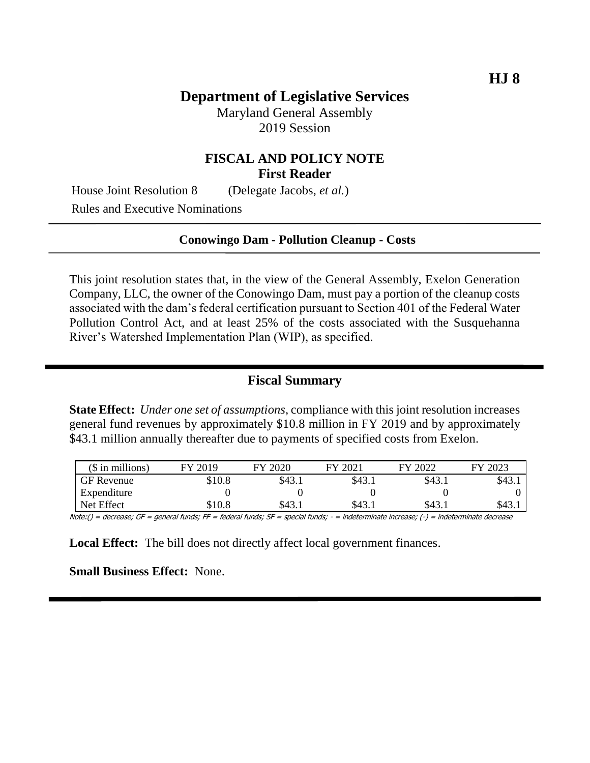**HJ 8**

# Department of Legislative Services

Maryland General Assembly
2019 Session

## FISCAL AND POLICY NOTE
**First Reader**

House Joint Resolution 8 (Delegate Jacobs, *et al.*)
Rules and Executive Nominations

---

**Conowingo Dam - Pollution Cleanup - Costs**

---

This joint resolution states that, in the view of the General Assembly, Exelon Generation Company, LLC, the owner of the Conowingo Dam, must pay a portion of the cleanup costs associated with the dam's federal certification pursuant to Section 401 of the Federal Water Pollution Control Act, and at least 25% of the costs associated with the Susquehanna River's Watershed Implementation Plan (WIP), as specified.

---

## Fiscal Summary

**State Effect:** *Under one set of assumptions*, compliance with this joint resolution increases general fund revenues by approximately \$10.8 million in FY 2019 and by approximately \$43.1 million annually thereafter due to payments of specified costs from Exelon.

| ($ in millions) | FY 2019 | FY 2020 | FY 2021 | FY 2022 | FY 2023 |
|---|---|---|---|---|---|
| GF Revenue | $10.8 | $43.1 | $43.1 | $43.1 | $43.1 |
| Expenditure | 0 | 0 | 0 | 0 | 0 |
| Net Effect | $10.8 | $43.1 | $43.1 | $43.1 | $43.1 |

Note:() = decrease; GF = general funds; FF = federal funds; SF = special funds; - = indeterminate increase; (-) = indeterminate decrease

**Local Effect:** The bill does not directly affect local government finances.

**Small Business Effect:** None.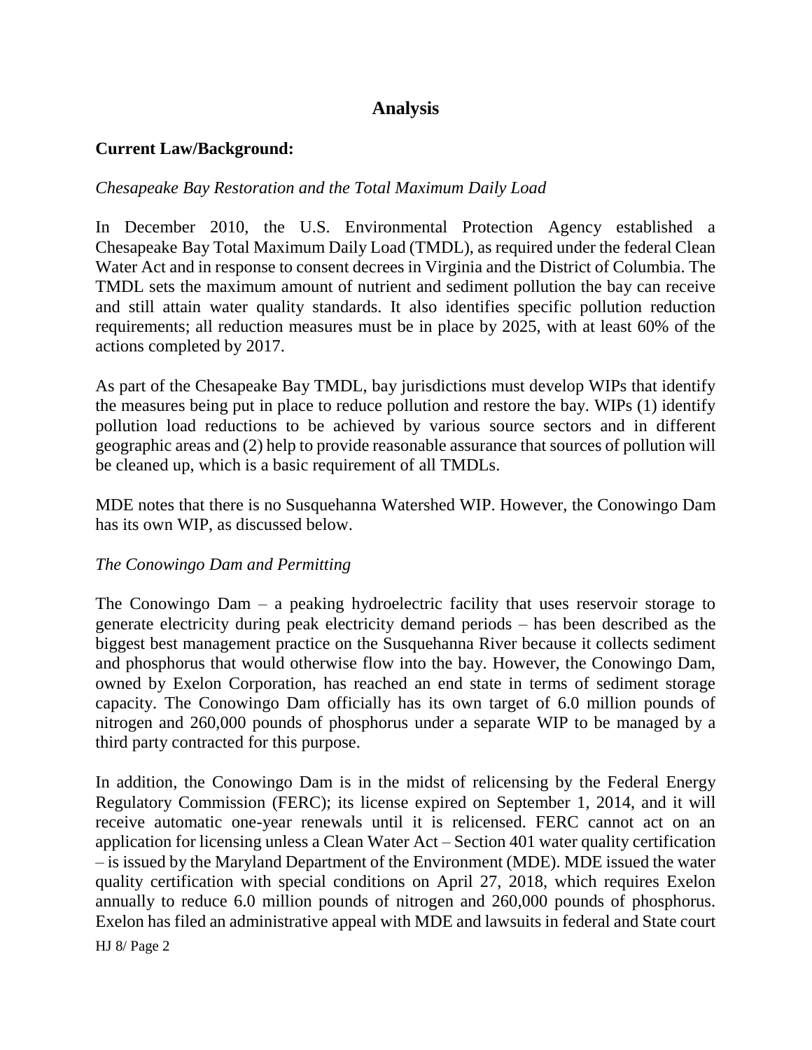## Analysis

**Current Law/Background:**

*Chesapeake Bay Restoration and the Total Maximum Daily Load*

In December 2010, the U.S. Environmental Protection Agency established a Chesapeake Bay Total Maximum Daily Load (TMDL), as required under the federal Clean Water Act and in response to consent decrees in Virginia and the District of Columbia. The TMDL sets the maximum amount of nutrient and sediment pollution the bay can receive and still attain water quality standards. It also identifies specific pollution reduction requirements; all reduction measures must be in place by 2025, with at least 60% of the actions completed by 2017.

As part of the Chesapeake Bay TMDL, bay jurisdictions must develop WIPs that identify the measures being put in place to reduce pollution and restore the bay. WIPs (1) identify pollution load reductions to be achieved by various source sectors and in different geographic areas and (2) help to provide reasonable assurance that sources of pollution will be cleaned up, which is a basic requirement of all TMDLs.

MDE notes that there is no Susquehanna Watershed WIP. However, the Conowingo Dam has its own WIP, as discussed below.

*The Conowingo Dam and Permitting*

The Conowingo Dam – a peaking hydroelectric facility that uses reservoir storage to generate electricity during peak electricity demand periods – has been described as the biggest best management practice on the Susquehanna River because it collects sediment and phosphorus that would otherwise flow into the bay. However, the Conowingo Dam, owned by Exelon Corporation, has reached an end state in terms of sediment storage capacity. The Conowingo Dam officially has its own target of 6.0 million pounds of nitrogen and 260,000 pounds of phosphorus under a separate WIP to be managed by a third party contracted for this purpose.

In addition, the Conowingo Dam is in the midst of relicensing by the Federal Energy Regulatory Commission (FERC); its license expired on September 1, 2014, and it will receive automatic one-year renewals until it is relicensed. FERC cannot act on an application for licensing unless a Clean Water Act – Section 401 water quality certification – is issued by the Maryland Department of the Environment (MDE). MDE issued the water quality certification with special conditions on April 27, 2018, which requires Exelon annually to reduce 6.0 million pounds of nitrogen and 260,000 pounds of phosphorus. Exelon has filed an administrative appeal with MDE and lawsuits in federal and State court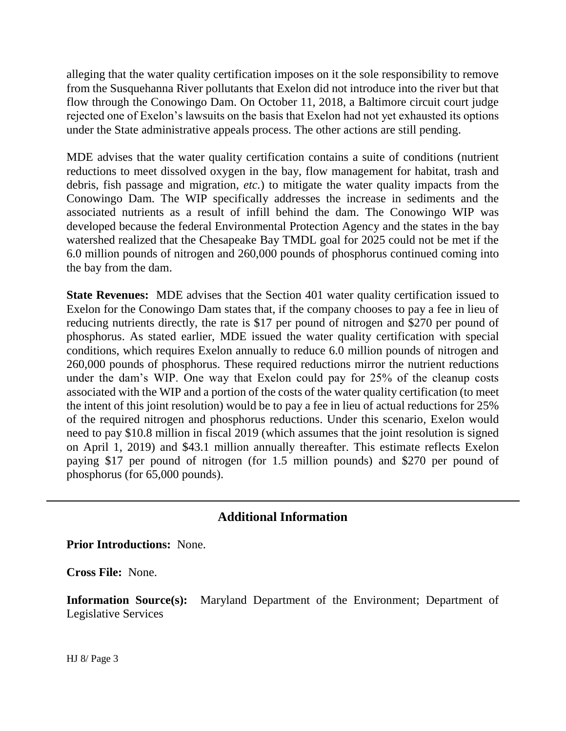alleging that the water quality certification imposes on it the sole responsibility to remove from the Susquehanna River pollutants that Exelon did not introduce into the river but that flow through the Conowingo Dam. On October 11, 2018, a Baltimore circuit court judge rejected one of Exelon's lawsuits on the basis that Exelon had not yet exhausted its options under the State administrative appeals process. The other actions are still pending.

MDE advises that the water quality certification contains a suite of conditions (nutrient reductions to meet dissolved oxygen in the bay, flow management for habitat, trash and debris, fish passage and migration, *etc.*) to mitigate the water quality impacts from the Conowingo Dam. The WIP specifically addresses the increase in sediments and the associated nutrients as a result of infill behind the dam. The Conowingo WIP was developed because the federal Environmental Protection Agency and the states in the bay watershed realized that the Chesapeake Bay TMDL goal for 2025 could not be met if the 6.0 million pounds of nitrogen and 260,000 pounds of phosphorus continued coming into the bay from the dam.

**State Revenues:** MDE advises that the Section 401 water quality certification issued to Exelon for the Conowingo Dam states that, if the company chooses to pay a fee in lieu of reducing nutrients directly, the rate is $17 per pound of nitrogen and $270 per pound of phosphorus. As stated earlier, MDE issued the water quality certification with special conditions, which requires Exelon annually to reduce 6.0 million pounds of nitrogen and 260,000 pounds of phosphorus. These required reductions mirror the nutrient reductions under the dam's WIP. One way that Exelon could pay for 25% of the cleanup costs associated with the WIP and a portion of the costs of the water quality certification (to meet the intent of this joint resolution) would be to pay a fee in lieu of actual reductions for 25% of the required nitrogen and phosphorus reductions. Under this scenario, Exelon would need to pay $10.8 million in fiscal 2019 (which assumes that the joint resolution is signed on April 1, 2019) and $43.1 million annually thereafter. This estimate reflects Exelon paying $17 per pound of nitrogen (for 1.5 million pounds) and $270 per pound of phosphorus (for 65,000 pounds).

## Additional Information

**Prior Introductions:** None.

**Cross File:** None.

**Information Source(s):** Maryland Department of the Environment; Department of Legislative Services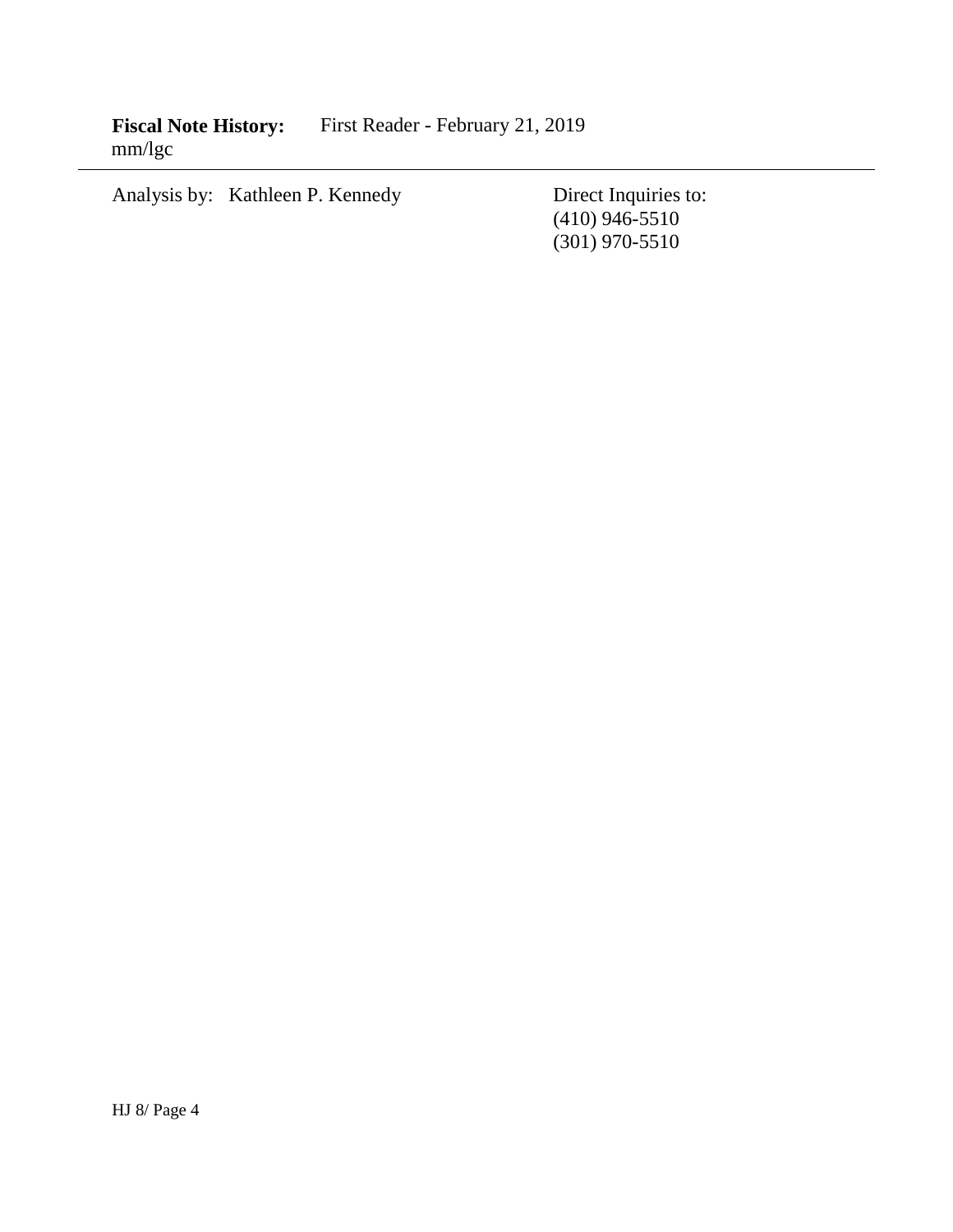**Fiscal Note History:** First Reader - February 21, 2019
mm/lgc

---

Analysis by: Kathleen P. Kennedy

Direct Inquiries to:
(410) 946-5510
(301) 970-5510